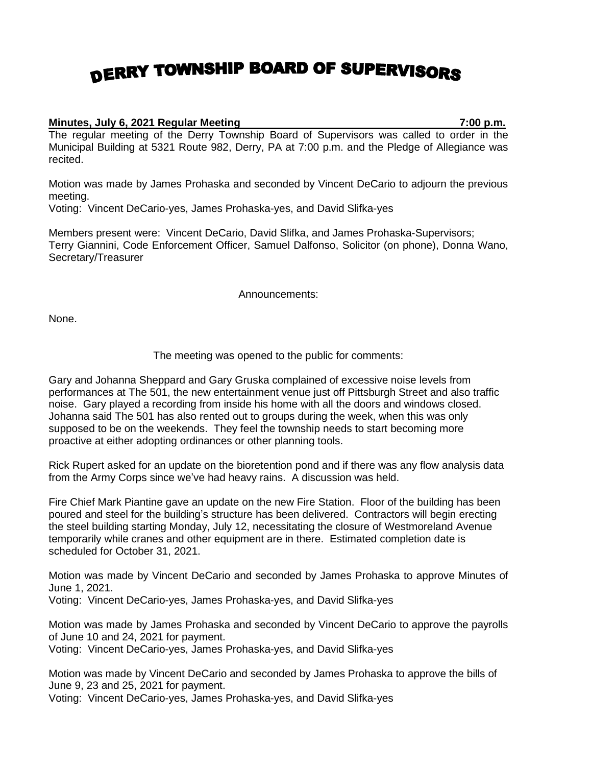# DERRY TOWNSHIP BOARD OF SUPERVISORS

**Minutes, July 6, 2021 Regular Meeting 7:00 p.m.**

The regular meeting of the Derry Township Board of Supervisors was called to order in the Municipal Building at 5321 Route 982, Derry, PA at 7:00 p.m. and the Pledge of Allegiance was recited.

Motion was made by James Prohaska and seconded by Vincent DeCario to adjourn the previous meeting.
Voting: Vincent DeCario-yes, James Prohaska-yes, and David Slifka-yes

Members present were: Vincent DeCario, David Slifka, and James Prohaska-Supervisors; Terry Giannini, Code Enforcement Officer, Samuel Dalfonso, Solicitor (on phone), Donna Wano, Secretary/Treasurer

Announcements:

None.

The meeting was opened to the public for comments:

Gary and Johanna Sheppard and Gary Gruska complained of excessive noise levels from performances at The 501, the new entertainment venue just off Pittsburgh Street and also traffic noise. Gary played a recording from inside his home with all the doors and windows closed. Johanna said The 501 has also rented out to groups during the week, when this was only supposed to be on the weekends. They feel the township needs to start becoming more proactive at either adopting ordinances or other planning tools.

Rick Rupert asked for an update on the bioretention pond and if there was any flow analysis data from the Army Corps since we've had heavy rains. A discussion was held.

Fire Chief Mark Piantine gave an update on the new Fire Station. Floor of the building has been poured and steel for the building's structure has been delivered. Contractors will begin erecting the steel building starting Monday, July 12, necessitating the closure of Westmoreland Avenue temporarily while cranes and other equipment are in there. Estimated completion date is scheduled for October 31, 2021.

Motion was made by Vincent DeCario and seconded by James Prohaska to approve Minutes of June 1, 2021.
Voting: Vincent DeCario-yes, James Prohaska-yes, and David Slifka-yes

Motion was made by James Prohaska and seconded by Vincent DeCario to approve the payrolls of June 10 and 24, 2021 for payment.
Voting: Vincent DeCario-yes, James Prohaska-yes, and David Slifka-yes

Motion was made by Vincent DeCario and seconded by James Prohaska to approve the bills of June 9, 23 and 25, 2021 for payment.
Voting: Vincent DeCario-yes, James Prohaska-yes, and David Slifka-yes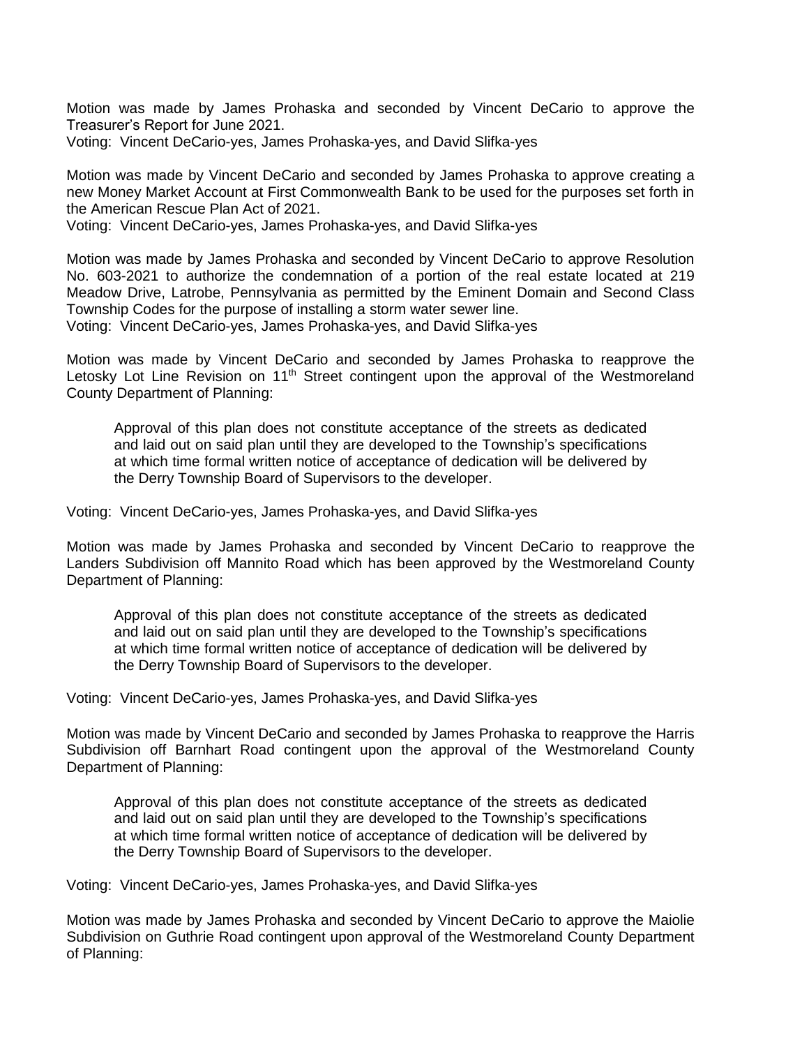Motion was made by James Prohaska and seconded by Vincent DeCario to approve the Treasurer's Report for June 2021.
Voting: Vincent DeCario-yes, James Prohaska-yes, and David Slifka-yes

Motion was made by Vincent DeCario and seconded by James Prohaska to approve creating a new Money Market Account at First Commonwealth Bank to be used for the purposes set forth in the American Rescue Plan Act of 2021.
Voting: Vincent DeCario-yes, James Prohaska-yes, and David Slifka-yes

Motion was made by James Prohaska and seconded by Vincent DeCario to approve Resolution No. 603-2021 to authorize the condemnation of a portion of the real estate located at 219 Meadow Drive, Latrobe, Pennsylvania as permitted by the Eminent Domain and Second Class Township Codes for the purpose of installing a storm water sewer line.
Voting: Vincent DeCario-yes, James Prohaska-yes, and David Slifka-yes

Motion was made by Vincent DeCario and seconded by James Prohaska to reapprove the Letosky Lot Line Revision on 11th Street contingent upon the approval of the Westmoreland County Department of Planning:

> Approval of this plan does not constitute acceptance of the streets as dedicated and laid out on said plan until they are developed to the Township's specifications at which time formal written notice of acceptance of dedication will be delivered by the Derry Township Board of Supervisors to the developer.

Voting: Vincent DeCario-yes, James Prohaska-yes, and David Slifka-yes

Motion was made by James Prohaska and seconded by Vincent DeCario to reapprove the Landers Subdivision off Mannito Road which has been approved by the Westmoreland County Department of Planning:

> Approval of this plan does not constitute acceptance of the streets as dedicated and laid out on said plan until they are developed to the Township's specifications at which time formal written notice of acceptance of dedication will be delivered by the Derry Township Board of Supervisors to the developer.

Voting: Vincent DeCario-yes, James Prohaska-yes, and David Slifka-yes

Motion was made by Vincent DeCario and seconded by James Prohaska to reapprove the Harris Subdivision off Barnhart Road contingent upon the approval of the Westmoreland County Department of Planning:

> Approval of this plan does not constitute acceptance of the streets as dedicated and laid out on said plan until they are developed to the Township's specifications at which time formal written notice of acceptance of dedication will be delivered by the Derry Township Board of Supervisors to the developer.

Voting: Vincent DeCario-yes, James Prohaska-yes, and David Slifka-yes

Motion was made by James Prohaska and seconded by Vincent DeCario to approve the Maiolie Subdivision on Guthrie Road contingent upon approval of the Westmoreland County Department of Planning: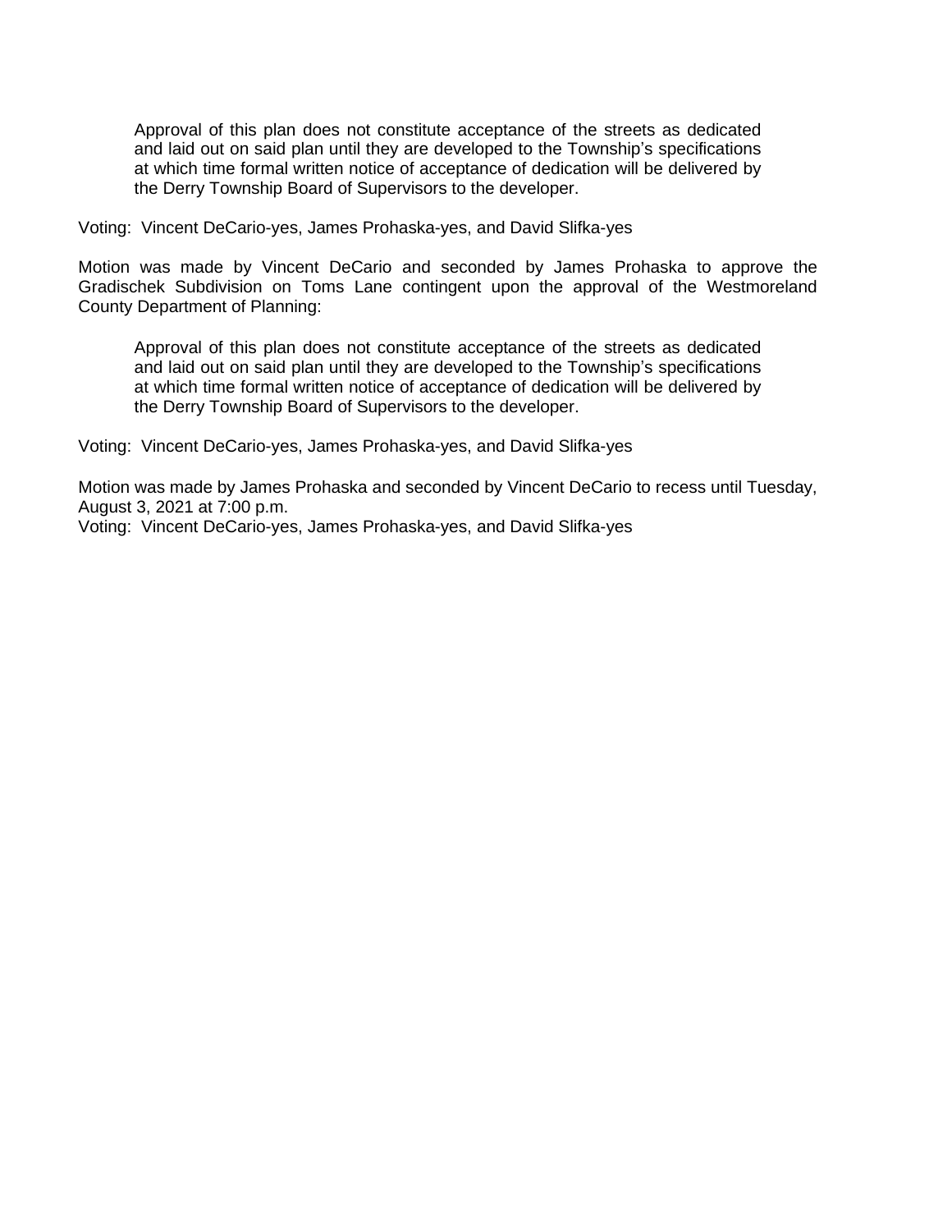> Approval of this plan does not constitute acceptance of the streets as dedicated and laid out on said plan until they are developed to the Township's specifications at which time formal written notice of acceptance of dedication will be delivered by the Derry Township Board of Supervisors to the developer.

Voting: Vincent DeCario-yes, James Prohaska-yes, and David Slifka-yes

Motion was made by Vincent DeCario and seconded by James Prohaska to approve the Gradischek Subdivision on Toms Lane contingent upon the approval of the Westmoreland County Department of Planning:

> Approval of this plan does not constitute acceptance of the streets as dedicated and laid out on said plan until they are developed to the Township's specifications at which time formal written notice of acceptance of dedication will be delivered by the Derry Township Board of Supervisors to the developer.

Voting: Vincent DeCario-yes, James Prohaska-yes, and David Slifka-yes

Motion was made by James Prohaska and seconded by Vincent DeCario to recess until Tuesday, August 3, 2021 at 7:00 p.m.
Voting: Vincent DeCario-yes, James Prohaska-yes, and David Slifka-yes